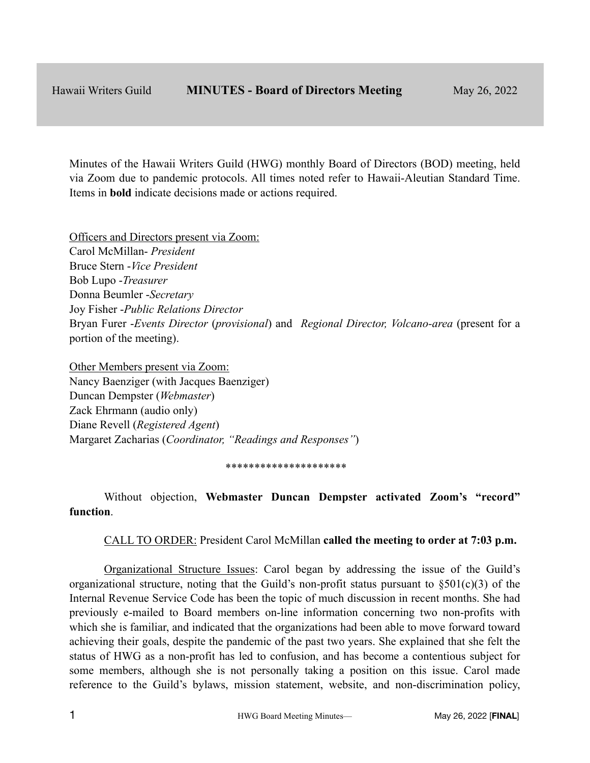Hawaii Writers Guild **MINUTES - Board of Directors Meeting** May 26, 2022

Minutes of the Hawaii Writers Guild (HWG) monthly Board of Directors (BOD) meeting, held via Zoom due to pandemic protocols. All times noted refer to Hawaii-Aleutian Standard Time. Items in **bold** indicate decisions made or actions required.

Officers and Directors present via Zoom:
Carol McMillan- *President*
Bruce Stern -*Vice President*
Bob Lupo -*Treasurer*
Donna Beumler -*Secretary*
Joy Fisher -*Public Relations Director*
Bryan Furer -*Events Director* (*provisional*) and *Regional Director, Volcano-area* (present for a portion of the meeting).

Other Members present via Zoom:
Nancy Baenziger (with Jacques Baenziger)
Duncan Dempster (*Webmaster*)
Zack Ehrmann (audio only)
Diane Revell (*Registered Agent*)
Margaret Zacharias (*Coordinator, "Readings and Responses"*)

*********************

Without objection, **Webmaster Duncan Dempster activated Zoom's "record" function**.

CALL TO ORDER: President Carol McMillan **called the meeting to order at 7:03 p.m.**

Organizational Structure Issues: Carol began by addressing the issue of the Guild's organizational structure, noting that the Guild's non-profit status pursuant to §501(c)(3) of the Internal Revenue Service Code has been the topic of much discussion in recent months. She had previously e-mailed to Board members on-line information concerning two non-profits with which she is familiar, and indicated that the organizations had been able to move forward toward achieving their goals, despite the pandemic of the past two years. She explained that she felt the status of HWG as a non-profit has led to confusion, and has become a contentious subject for some members, although she is not personally taking a position on this issue. Carol made reference to the Guild's bylaws, mission statement, website, and non-discrimination policy,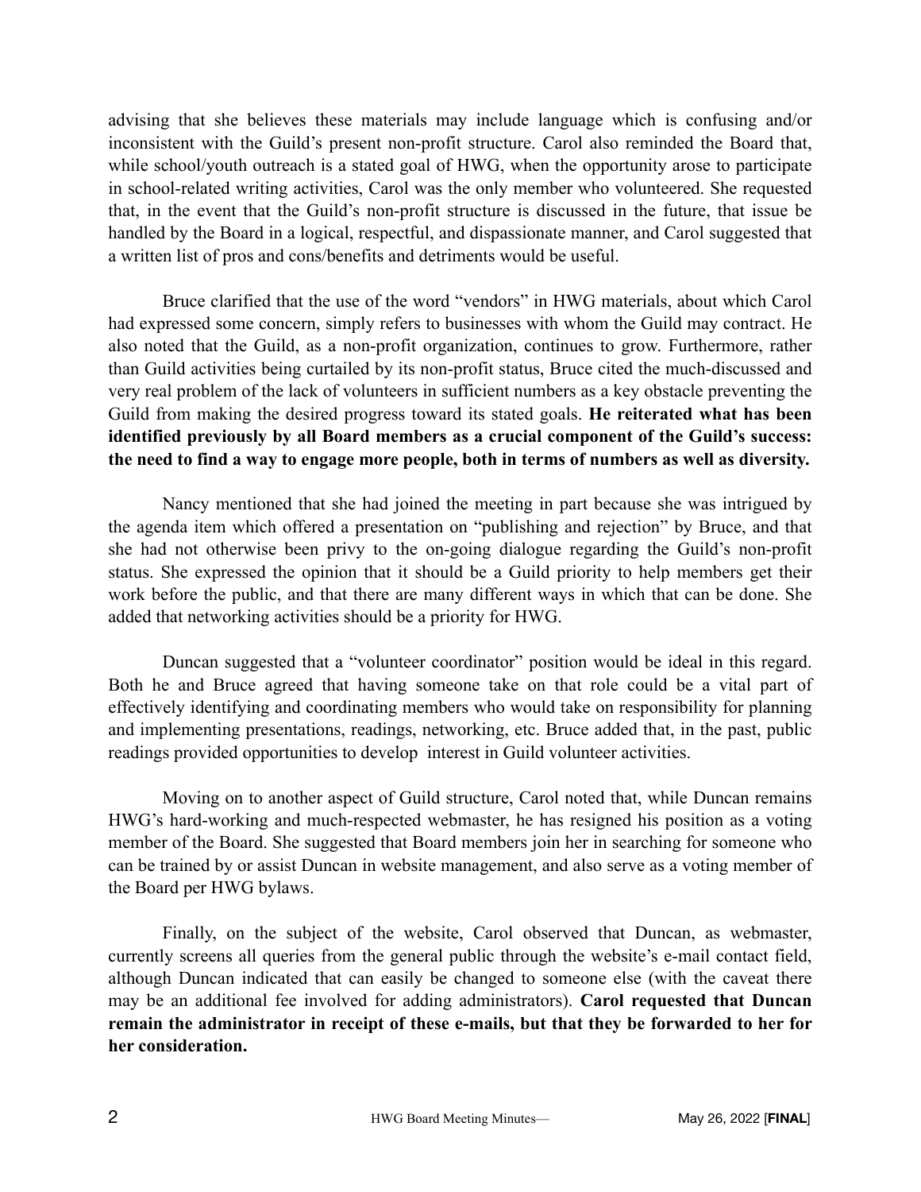advising that she believes these materials may include language which is confusing and/or inconsistent with the Guild's present non-profit structure. Carol also reminded the Board that, while school/youth outreach is a stated goal of HWG, when the opportunity arose to participate in school-related writing activities, Carol was the only member who volunteered. She requested that, in the event that the Guild's non-profit structure is discussed in the future, that issue be handled by the Board in a logical, respectful, and dispassionate manner, and Carol suggested that a written list of pros and cons/benefits and detriments would be useful.

Bruce clarified that the use of the word "vendors" in HWG materials, about which Carol had expressed some concern, simply refers to businesses with whom the Guild may contract. He also noted that the Guild, as a non-profit organization, continues to grow. Furthermore, rather than Guild activities being curtailed by its non-profit status, Bruce cited the much-discussed and very real problem of the lack of volunteers in sufficient numbers as a key obstacle preventing the Guild from making the desired progress toward its stated goals. **He reiterated what has been identified previously by all Board members as a crucial component of the Guild's success: the need to find a way to engage more people, both in terms of numbers as well as diversity.**

Nancy mentioned that she had joined the meeting in part because she was intrigued by the agenda item which offered a presentation on "publishing and rejection" by Bruce, and that she had not otherwise been privy to the on-going dialogue regarding the Guild's non-profit status. She expressed the opinion that it should be a Guild priority to help members get their work before the public, and that there are many different ways in which that can be done. She added that networking activities should be a priority for HWG.

Duncan suggested that a "volunteer coordinator" position would be ideal in this regard. Both he and Bruce agreed that having someone take on that role could be a vital part of effectively identifying and coordinating members who would take on responsibility for planning and implementing presentations, readings, networking, etc. Bruce added that, in the past, public readings provided opportunities to develop interest in Guild volunteer activities.

Moving on to another aspect of Guild structure, Carol noted that, while Duncan remains HWG's hard-working and much-respected webmaster, he has resigned his position as a voting member of the Board. She suggested that Board members join her in searching for someone who can be trained by or assist Duncan in website management, and also serve as a voting member of the Board per HWG bylaws.

Finally, on the subject of the website, Carol observed that Duncan, as webmaster, currently screens all queries from the general public through the website's e-mail contact field, although Duncan indicated that can easily be changed to someone else (with the caveat there may be an additional fee involved for adding administrators). **Carol requested that Duncan remain the administrator in receipt of these e-mails, but that they be forwarded to her for her consideration.**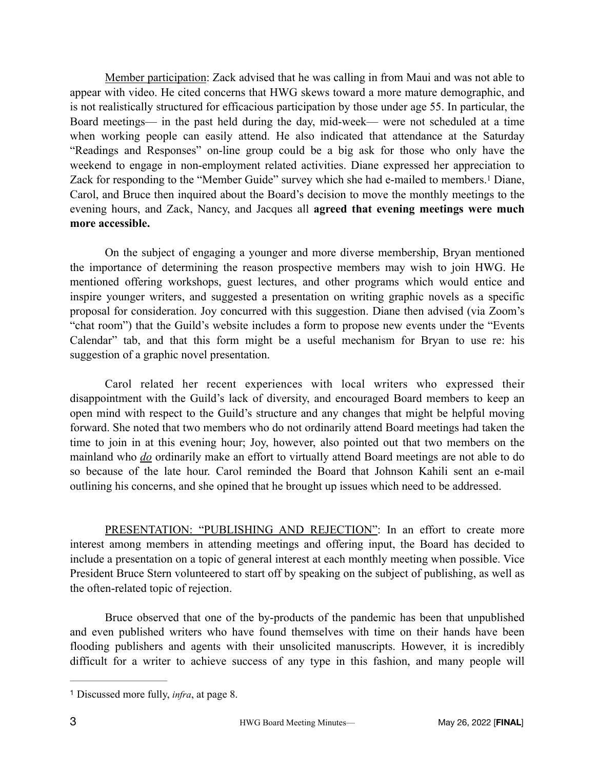Member participation: Zack advised that he was calling in from Maui and was not able to appear with video. He cited concerns that HWG skews toward a more mature demographic, and is not realistically structured for efficacious participation by those under age 55. In particular, the Board meetings— in the past held during the day, mid-week— were not scheduled at a time when working people can easily attend. He also indicated that attendance at the Saturday "Readings and Responses" on-line group could be a big ask for those who only have the weekend to engage in non-employment related activities. Diane expressed her appreciation to Zack for responding to the "Member Guide" survey which she had e-mailed to members.[1] Diane, Carol, and Bruce then inquired about the Board's decision to move the monthly meetings to the evening hours, and Zack, Nancy, and Jacques all **agreed that evening meetings were much more accessible.**

On the subject of engaging a younger and more diverse membership, Bryan mentioned the importance of determining the reason prospective members may wish to join HWG. He mentioned offering workshops, guest lectures, and other programs which would entice and inspire younger writers, and suggested a presentation on writing graphic novels as a specific proposal for consideration. Joy concurred with this suggestion. Diane then advised (via Zoom's "chat room") that the Guild's website includes a form to propose new events under the "Events Calendar" tab, and that this form might be a useful mechanism for Bryan to use re: his suggestion of a graphic novel presentation.

Carol related her recent experiences with local writers who expressed their disappointment with the Guild's lack of diversity, and encouraged Board members to keep an open mind with respect to the Guild's structure and any changes that might be helpful moving forward. She noted that two members who do not ordinarily attend Board meetings had taken the time to join in at this evening hour; Joy, however, also pointed out that two members on the mainland who ***do*** ordinarily make an effort to virtually attend Board meetings are not able to do so because of the late hour. Carol reminded the Board that Johnson Kahili sent an e-mail outlining his concerns, and she opined that he brought up issues which need to be addressed.

PRESENTATION: "PUBLISHING AND REJECTION": In an effort to create more interest among members in attending meetings and offering input, the Board has decided to include a presentation on a topic of general interest at each monthly meeting when possible. Vice President Bruce Stern volunteered to start off by speaking on the subject of publishing, as well as the often-related topic of rejection.

Bruce observed that one of the by-products of the pandemic has been that unpublished and even published writers who have found themselves with time on their hands have been flooding publishers and agents with their unsolicited manuscripts. However, it is incredibly difficult for a writer to achieve success of any type in this fashion, and many people will

---

[1] Discussed more fully, *infra*, at page 8.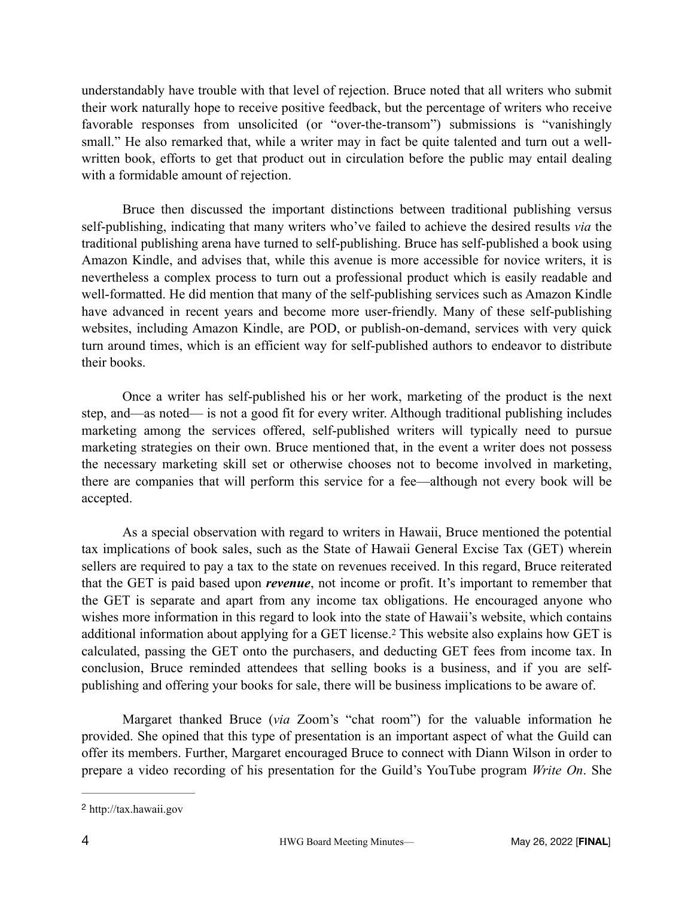understandably have trouble with that level of rejection. Bruce noted that all writers who submit their work naturally hope to receive positive feedback, but the percentage of writers who receive favorable responses from unsolicited (or "over-the-transom") submissions is "vanishingly small." He also remarked that, while a writer may in fact be quite talented and turn out a well-written book, efforts to get that product out in circulation before the public may entail dealing with a formidable amount of rejection.

Bruce then discussed the important distinctions between traditional publishing versus self-publishing, indicating that many writers who've failed to achieve the desired results *via* the traditional publishing arena have turned to self-publishing. Bruce has self-published a book using Amazon Kindle, and advises that, while this avenue is more accessible for novice writers, it is nevertheless a complex process to turn out a professional product which is easily readable and well-formatted. He did mention that many of the self-publishing services such as Amazon Kindle have advanced in recent years and become more user-friendly. Many of these self-publishing websites, including Amazon Kindle, are POD, or publish-on-demand, services with very quick turn around times, which is an efficient way for self-published authors to endeavor to distribute their books.

Once a writer has self-published his or her work, marketing of the product is the next step, and—as noted— is not a good fit for every writer. Although traditional publishing includes marketing among the services offered, self-published writers will typically need to pursue marketing strategies on their own. Bruce mentioned that, in the event a writer does not possess the necessary marketing skill set or otherwise chooses not to become involved in marketing, there are companies that will perform this service for a fee—although not every book will be accepted.

As a special observation with regard to writers in Hawaii, Bruce mentioned the potential tax implications of book sales, such as the State of Hawaii General Excise Tax (GET) wherein sellers are required to pay a tax to the state on revenues received. In this regard, Bruce reiterated that the GET is paid based upon ***revenue***, not income or profit. It's important to remember that the GET is separate and apart from any income tax obligations. He encouraged anyone who wishes more information in this regard to look into the state of Hawaii's website, which contains additional information about applying for a GET license.[2] This website also explains how GET is calculated, passing the GET onto the purchasers, and deducting GET fees from income tax. In conclusion, Bruce reminded attendees that selling books is a business, and if you are self-publishing and offering your books for sale, there will be business implications to be aware of.

Margaret thanked Bruce (*via* Zoom's "chat room") for the valuable information he provided. She opined that this type of presentation is an important aspect of what the Guild can offer its members. Further, Margaret encouraged Bruce to connect with Diann Wilson in order to prepare a video recording of his presentation for the Guild's YouTube program *Write On*. She

---

[2] http://tax.hawaii.gov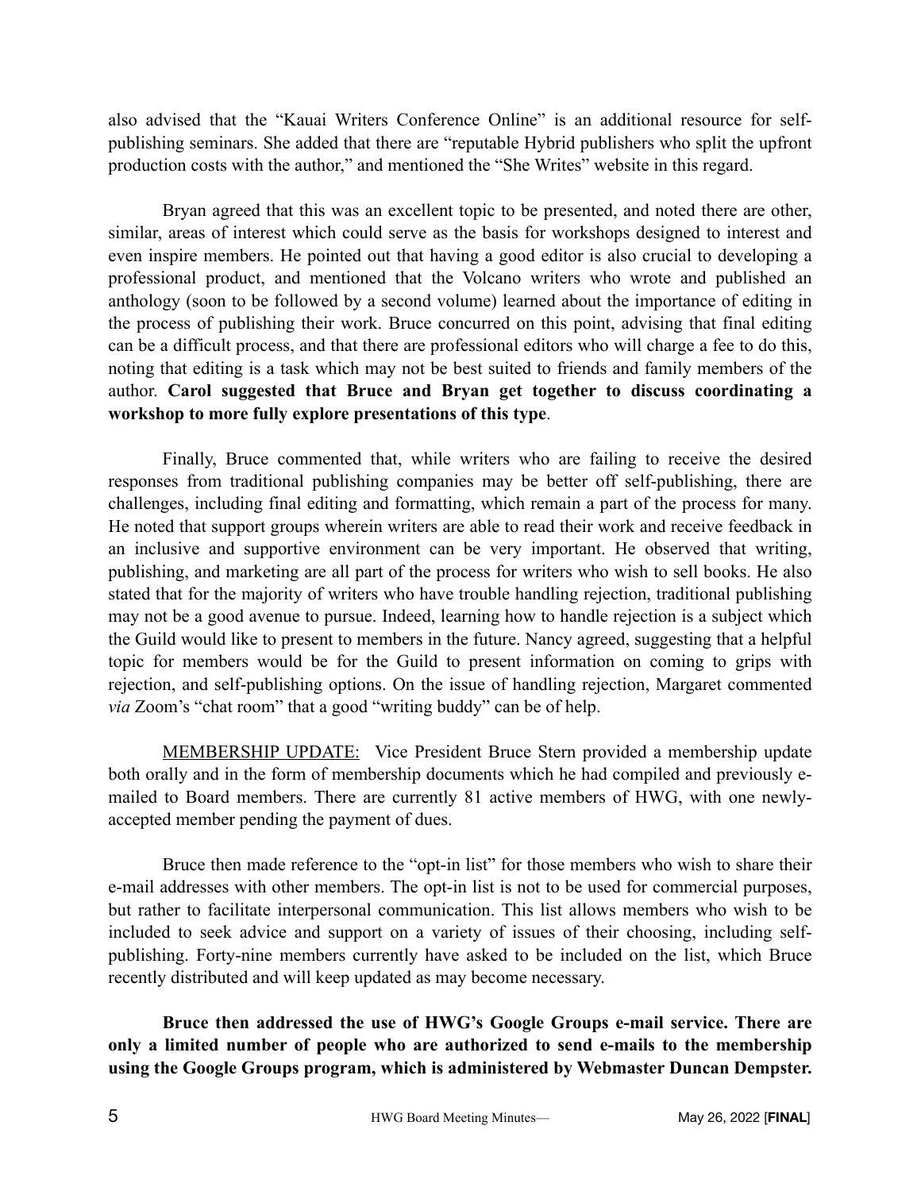also advised that the "Kauai Writers Conference Online" is an additional resource for self-publishing seminars. She added that there are "reputable Hybrid publishers who split the upfront production costs with the author," and mentioned the "She Writes" website in this regard.

Bryan agreed that this was an excellent topic to be presented, and noted there are other, similar, areas of interest which could serve as the basis for workshops designed to interest and even inspire members. He pointed out that having a good editor is also crucial to developing a professional product, and mentioned that the Volcano writers who wrote and published an anthology (soon to be followed by a second volume) learned about the importance of editing in the process of publishing their work. Bruce concurred on this point, advising that final editing can be a difficult process, and that there are professional editors who will charge a fee to do this, noting that editing is a task which may not be best suited to friends and family members of the author. **Carol suggested that Bruce and Bryan get together to discuss coordinating a workshop to more fully explore presentations of this type**.

Finally, Bruce commented that, while writers who are failing to receive the desired responses from traditional publishing companies may be better off self-publishing, there are challenges, including final editing and formatting, which remain a part of the process for many. He noted that support groups wherein writers are able to read their work and receive feedback in an inclusive and supportive environment can be very important. He observed that writing, publishing, and marketing are all part of the process for writers who wish to sell books. He also stated that for the majority of writers who have trouble handling rejection, traditional publishing may not be a good avenue to pursue. Indeed, learning how to handle rejection is a subject which the Guild would like to present to members in the future. Nancy agreed, suggesting that a helpful topic for members would be for the Guild to present information on coming to grips with rejection, and self-publishing options. On the issue of handling rejection, Margaret commented *via* Zoom's "chat room" that a good "writing buddy" can be of help.

<u>MEMBERSHIP UPDATE:</u> Vice President Bruce Stern provided a membership update both orally and in the form of membership documents which he had compiled and previously e-mailed to Board members. There are currently 81 active members of HWG, with one newly-accepted member pending the payment of dues.

Bruce then made reference to the "opt-in list" for those members who wish to share their e-mail addresses with other members. The opt-in list is not to be used for commercial purposes, but rather to facilitate interpersonal communication. This list allows members who wish to be included to seek advice and support on a variety of issues of their choosing, including self-publishing. Forty-nine members currently have asked to be included on the list, which Bruce recently distributed and will keep updated as may become necessary.

**Bruce then addressed the use of HWG's Google Groups e-mail service. There are only a limited number of people who are authorized to send e-mails to the membership using the Google Groups program, which is administered by Webmaster Duncan Dempster.**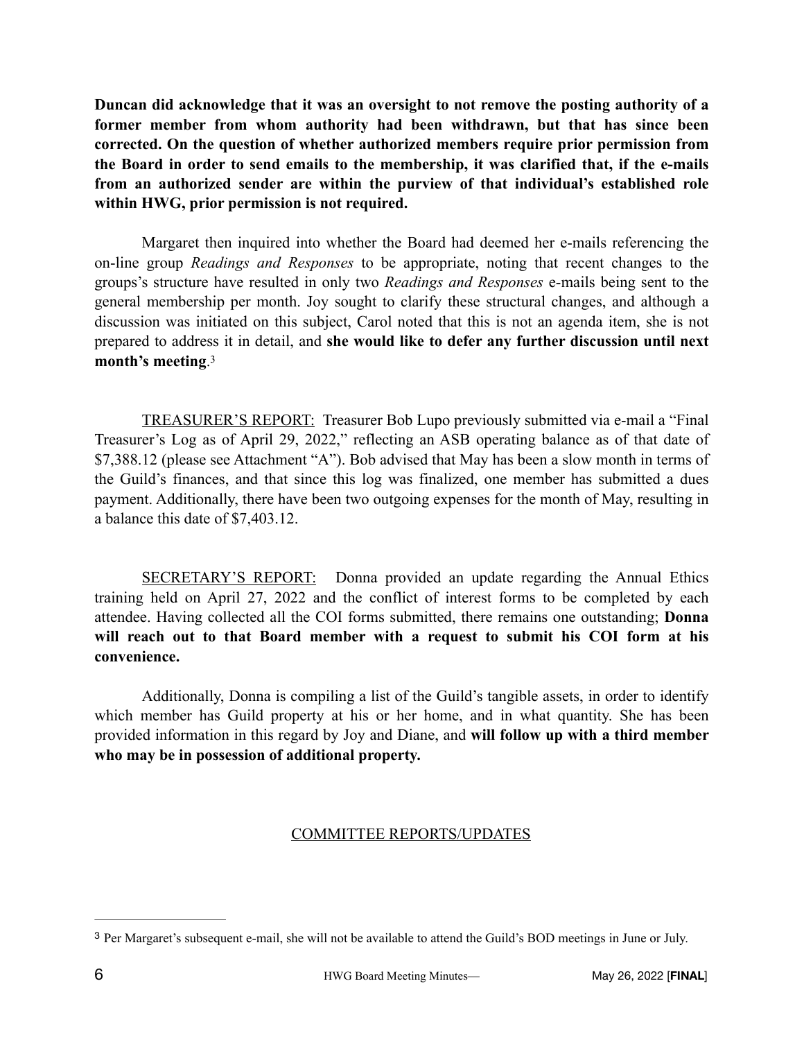**Duncan did acknowledge that it was an oversight to not remove the posting authority of a former member from whom authority had been withdrawn, but that has since been corrected. On the question of whether authorized members require prior permission from the Board in order to send emails to the membership, it was clarified that, if the e-mails from an authorized sender are within the purview of that individual's established role within HWG, prior permission is not required.**

Margaret then inquired into whether the Board had deemed her e-mails referencing the on-line group *Readings and Responses* to be appropriate, noting that recent changes to the groups's structure have resulted in only two *Readings and Responses* e-mails being sent to the general membership per month. Joy sought to clarify these structural changes, and although a discussion was initiated on this subject, Carol noted that this is not an agenda item, she is not prepared to address it in detail, and **she would like to defer any further discussion until next month's meeting**.[3]

TREASURER'S REPORT: Treasurer Bob Lupo previously submitted via e-mail a "Final Treasurer's Log as of April 29, 2022," reflecting an ASB operating balance as of that date of $7,388.12 (please see Attachment "A"). Bob advised that May has been a slow month in terms of the Guild's finances, and that since this log was finalized, one member has submitted a dues payment. Additionally, there have been two outgoing expenses for the month of May, resulting in a balance this date of $7,403.12.

SECRETARY'S REPORT: Donna provided an update regarding the Annual Ethics training held on April 27, 2022 and the conflict of interest forms to be completed by each attendee. Having collected all the COI forms submitted, there remains one outstanding; **Donna will reach out to that Board member with a request to submit his COI form at his convenience.**

Additionally, Donna is compiling a list of the Guild's tangible assets, in order to identify which member has Guild property at his or her home, and in what quantity. She has been provided information in this regard by Joy and Diane, and **will follow up with a third member who may be in possession of additional property.**

COMMITTEE REPORTS/UPDATES

[3] Per Margaret's subsequent e-mail, she will not be available to attend the Guild's BOD meetings in June or July.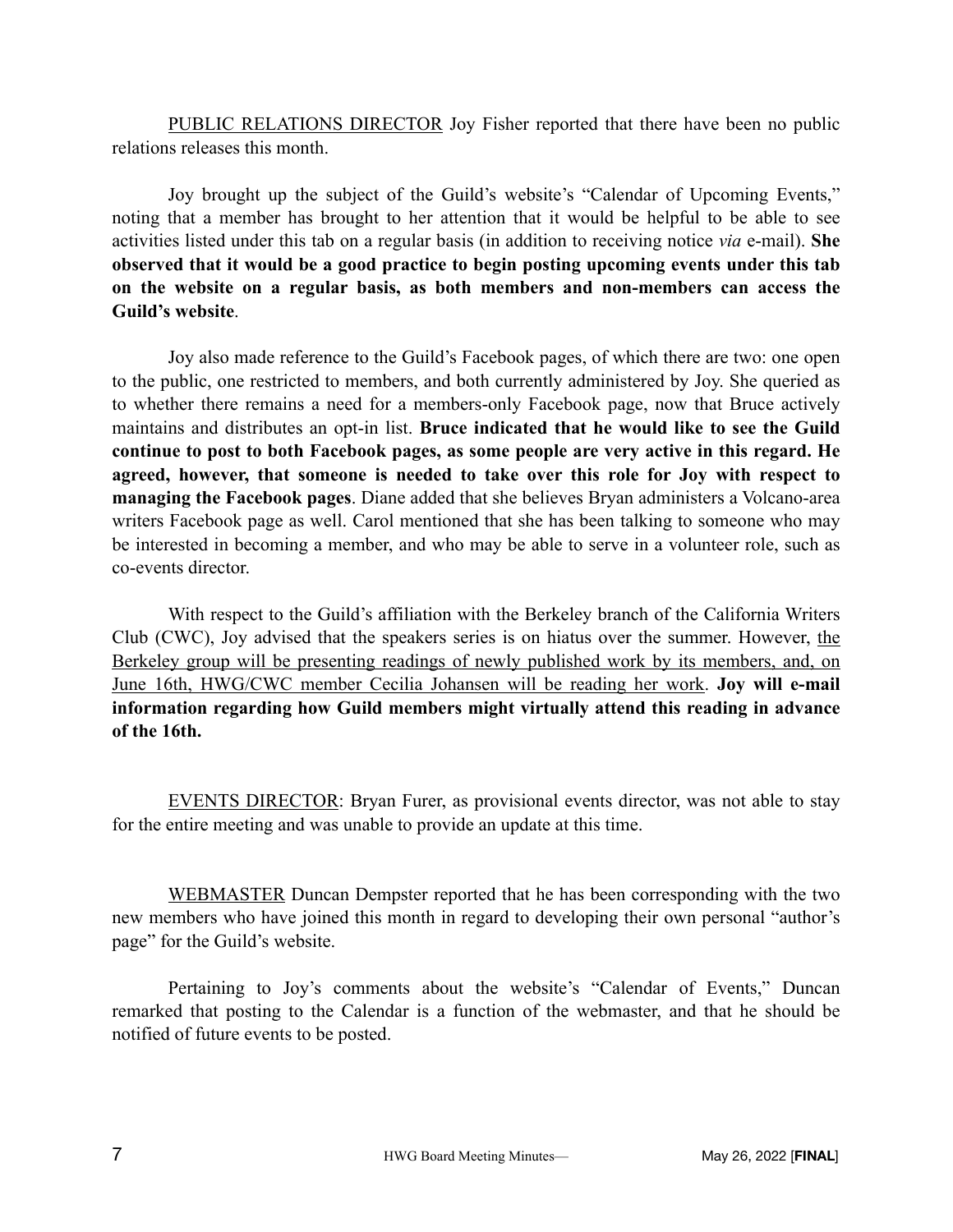<u>PUBLIC RELATIONS DIRECTOR</u> Joy Fisher reported that there have been no public relations releases this month.

Joy brought up the subject of the Guild's website's "Calendar of Upcoming Events," noting that a member has brought to her attention that it would be helpful to be able to see activities listed under this tab on a regular basis (in addition to receiving notice *via* e-mail). **She observed that it would be a good practice to begin posting upcoming events under this tab on the website on a regular basis, as both members and non-members can access the Guild's website**.

Joy also made reference to the Guild's Facebook pages, of which there are two: one open to the public, one restricted to members, and both currently administered by Joy. She queried as to whether there remains a need for a members-only Facebook page, now that Bruce actively maintains and distributes an opt-in list. **Bruce indicated that he would like to see the Guild continue to post to both Facebook pages, as some people are very active in this regard. He agreed, however, that someone is needed to take over this role for Joy with respect to managing the Facebook pages**. Diane added that she believes Bryan administers a Volcano-area writers Facebook page as well. Carol mentioned that she has been talking to someone who may be interested in becoming a member, and who may be able to serve in a volunteer role, such as co-events director.

With respect to the Guild's affiliation with the Berkeley branch of the California Writers Club (CWC), Joy advised that the speakers series is on hiatus over the summer. However, <u>the Berkeley group will be presenting readings of newly published work by its members, and, on June 16th, HWG/CWC member Cecilia Johansen will be reading her work</u>. **Joy will e-mail information regarding how Guild members might virtually attend this reading in advance of the 16th.**

<u>EVENTS DIRECTOR</u>: Bryan Furer, as provisional events director, was not able to stay for the entire meeting and was unable to provide an update at this time.

<u>WEBMASTER</u> Duncan Dempster reported that he has been corresponding with the two new members who have joined this month in regard to developing their own personal "author's page" for the Guild's website.

Pertaining to Joy's comments about the website's "Calendar of Events," Duncan remarked that posting to the Calendar is a function of the webmaster, and that he should be notified of future events to be posted.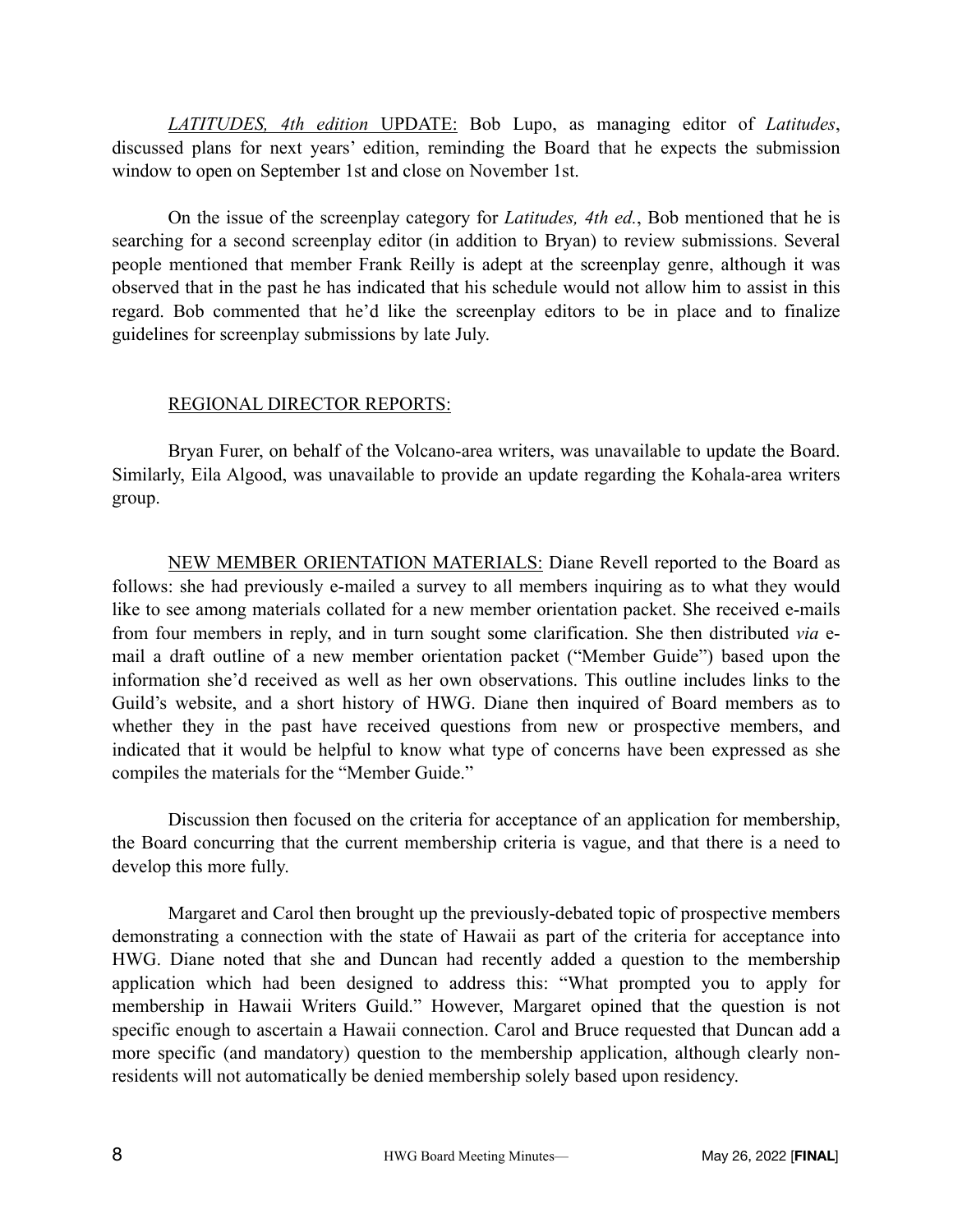*LATITUDES, 4th edition* UPDATE: Bob Lupo, as managing editor of *Latitudes*, discussed plans for next years' edition, reminding the Board that he expects the submission window to open on September 1st and close on November 1st.

On the issue of the screenplay category for *Latitudes, 4th ed.*, Bob mentioned that he is searching for a second screenplay editor (in addition to Bryan) to review submissions. Several people mentioned that member Frank Reilly is adept at the screenplay genre, although it was observed that in the past he has indicated that his schedule would not allow him to assist in this regard. Bob commented that he'd like the screenplay editors to be in place and to finalize guidelines for screenplay submissions by late July.

REGIONAL DIRECTOR REPORTS:

Bryan Furer, on behalf of the Volcano-area writers, was unavailable to update the Board. Similarly, Eila Algood, was unavailable to provide an update regarding the Kohala-area writers group.

NEW MEMBER ORIENTATION MATERIALS: Diane Revell reported to the Board as follows: she had previously e-mailed a survey to all members inquiring as to what they would like to see among materials collated for a new member orientation packet. She received e-mails from four members in reply, and in turn sought some clarification. She then distributed *via* e-mail a draft outline of a new member orientation packet ("Member Guide") based upon the information she'd received as well as her own observations. This outline includes links to the Guild's website, and a short history of HWG. Diane then inquired of Board members as to whether they in the past have received questions from new or prospective members, and indicated that it would be helpful to know what type of concerns have been expressed as she compiles the materials for the "Member Guide."

Discussion then focused on the criteria for acceptance of an application for membership, the Board concurring that the current membership criteria is vague, and that there is a need to develop this more fully.

Margaret and Carol then brought up the previously-debated topic of prospective members demonstrating a connection with the state of Hawaii as part of the criteria for acceptance into HWG. Diane noted that she and Duncan had recently added a question to the membership application which had been designed to address this: "What prompted you to apply for membership in Hawaii Writers Guild." However, Margaret opined that the question is not specific enough to ascertain a Hawaii connection. Carol and Bruce requested that Duncan add a more specific (and mandatory) question to the membership application, although clearly non-residents will not automatically be denied membership solely based upon residency.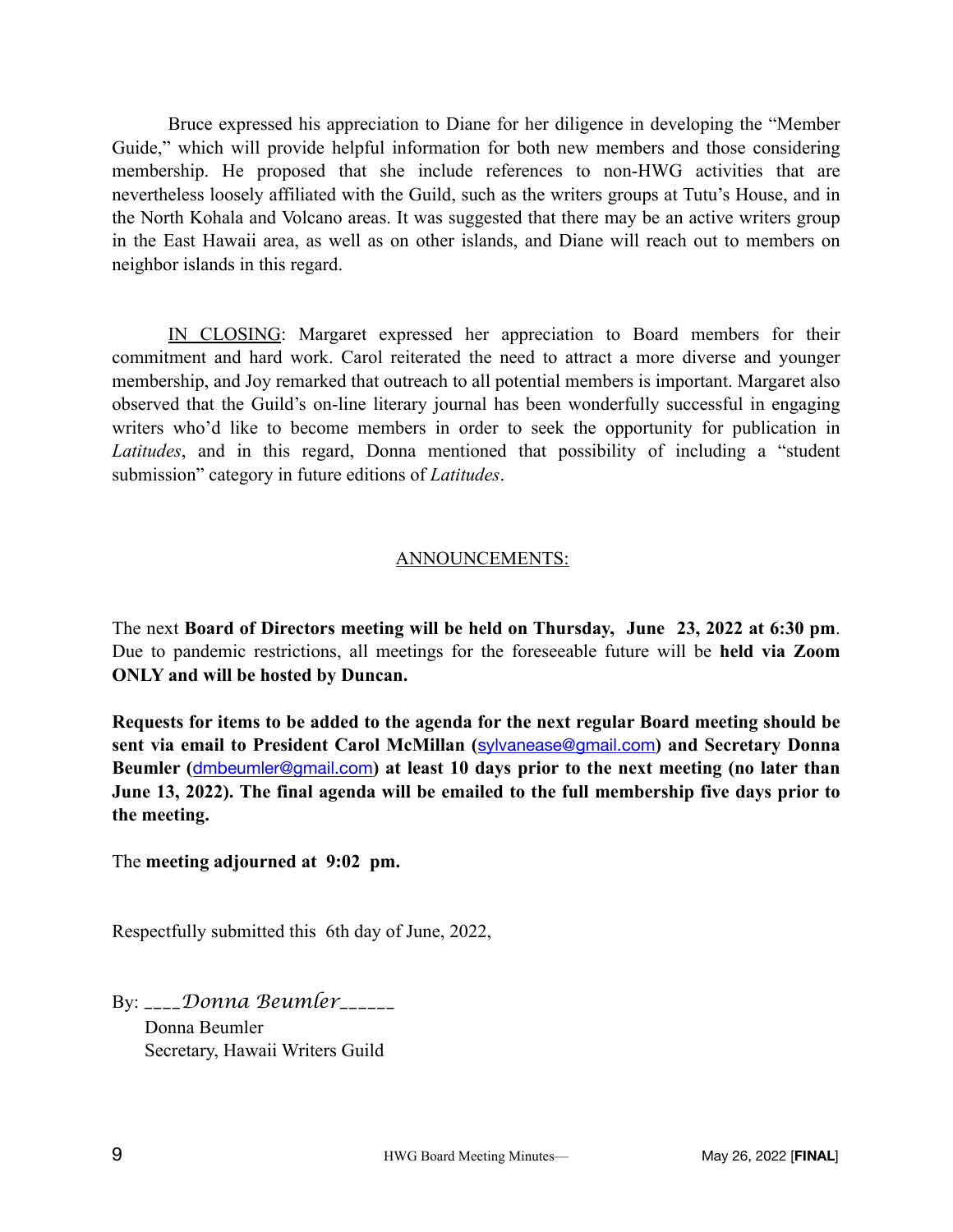Bruce expressed his appreciation to Diane for her diligence in developing the "Member Guide," which will provide helpful information for both new members and those considering membership. He proposed that she include references to non-HWG activities that are nevertheless loosely affiliated with the Guild, such as the writers groups at Tutu's House, and in the North Kohala and Volcano areas. It was suggested that there may be an active writers group in the East Hawaii area, as well as on other islands, and Diane will reach out to members on neighbor islands in this regard.

IN CLOSING: Margaret expressed her appreciation to Board members for their commitment and hard work. Carol reiterated the need to attract a more diverse and younger membership, and Joy remarked that outreach to all potential members is important. Margaret also observed that the Guild's on-line literary journal has been wonderfully successful in engaging writers who'd like to become members in order to seek the opportunity for publication in *Latitudes*, and in this regard, Donna mentioned that possibility of including a "student submission" category in future editions of *Latitudes*.

## ANNOUNCEMENTS:

The next **Board of Directors meeting will be held on Thursday, June 23, 2022 at 6:30 pm**. Due to pandemic restrictions, all meetings for the foreseeable future will be **held via Zoom ONLY and will be hosted by Duncan.**

**Requests for items to be added to the agenda for the next regular Board meeting should be sent via email to President Carol McMillan (sylvanease@gmail.com) and Secretary Donna Beumler (dmbeumler@gmail.com) at least 10 days prior to the next meeting (no later than June 13, 2022). The final agenda will be emailed to the full membership five days prior to the meeting.**

The **meeting adjourned at 9:02 pm.**

Respectfully submitted this 6th day of June, 2022,

By: ____*Donna Beumler*______
Donna Beumler
Secretary, Hawaii Writers Guild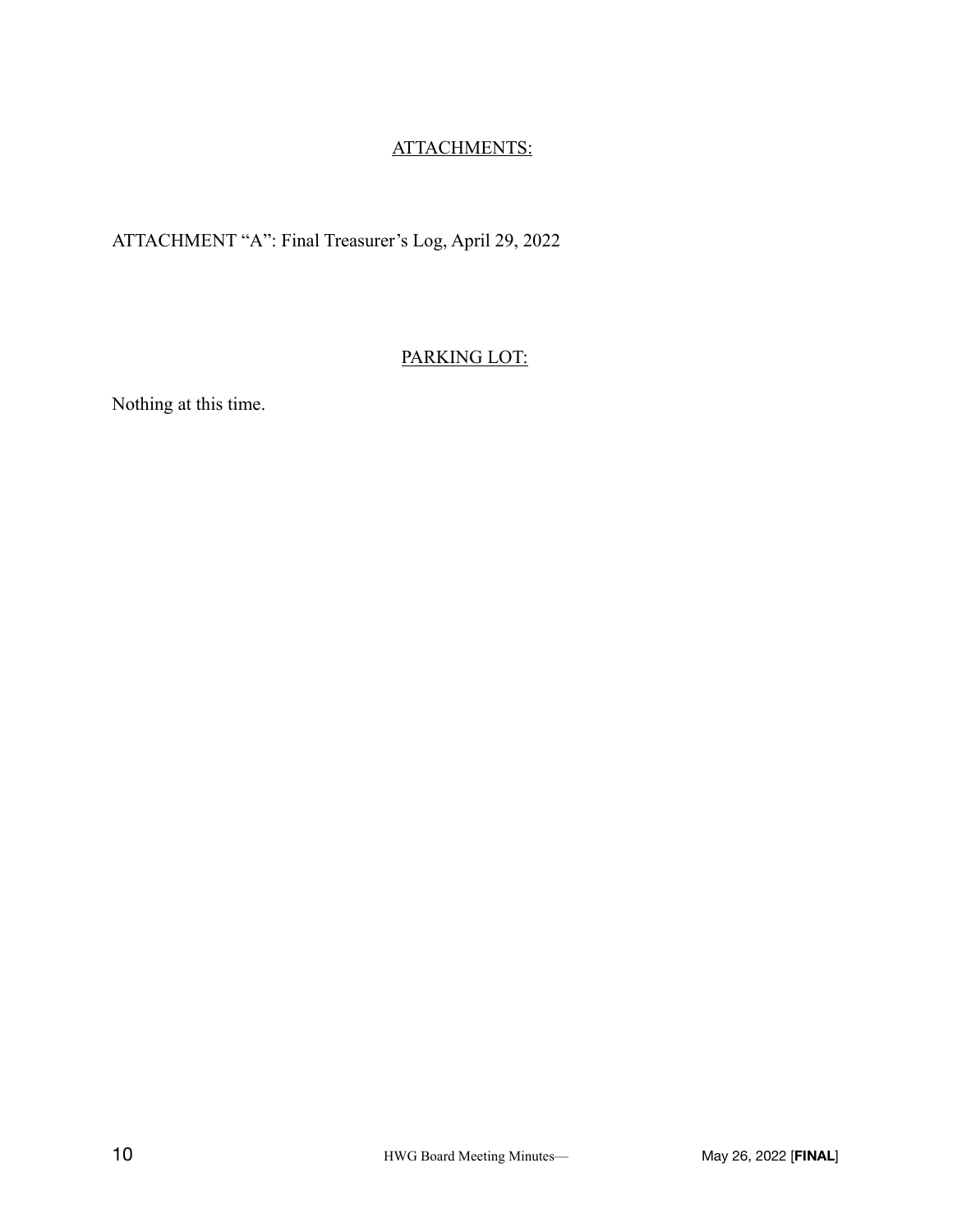## ATTACHMENTS:

ATTACHMENT "A": Final Treasurer's Log, April 29, 2022

## PARKING LOT:

Nothing at this time.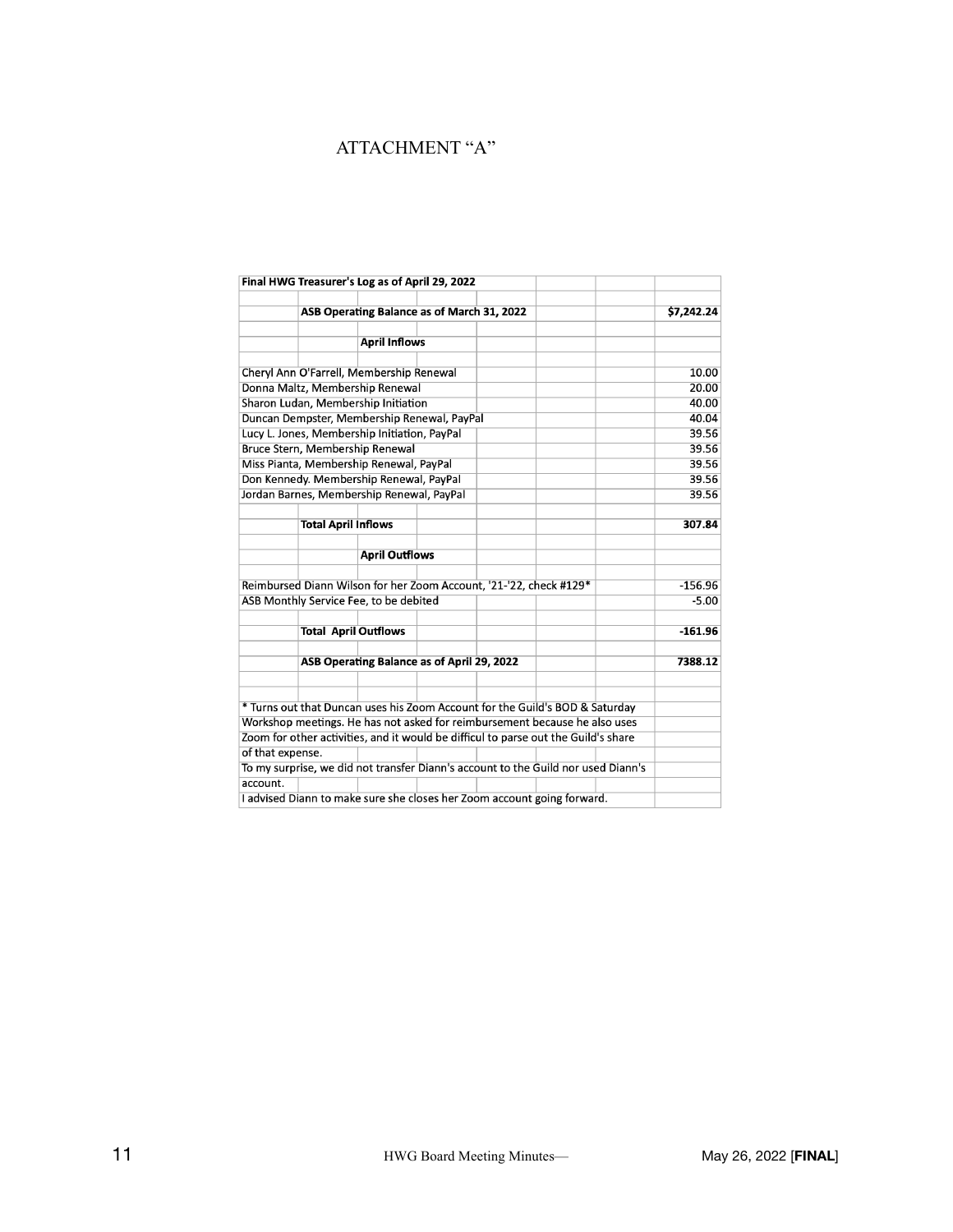ATTACHMENT "A"

| | |
|---|---|
| **Final HWG Treasurer's Log as of April 29, 2022** | |
| | |
| **ASB Operating Balance as of March 31, 2022** | **$7,242.24** |
| | |
| **April Inflows** | |
| | |
| Cheryl Ann O'Farrell, Membership Renewal | 10.00 |
| Donna Maltz, Membership Renewal | 20.00 |
| Sharon Ludan, Membership Initiation | 40.00 |
| Duncan Dempster, Membership Renewal, PayPal | 40.04 |
| Lucy L. Jones, Membership Initiation, PayPal | 39.56 |
| Bruce Stern, Membership Renewal | 39.56 |
| Miss Pianta, Membership Renewal, PayPal | 39.56 |
| Don Kennedy. Membership Renewal, PayPal | 39.56 |
| Jordan Barnes, Membership Renewal, PayPal | 39.56 |
| | |
| **Total April Inflows** | **307.84** |
| | |
| **April Outflows** | |
| | |
| Reimbursed Diann Wilson for her Zoom Account, '21-'22, check #129* | -156.96 |
| ASB Monthly Service Fee, to be debited | -5.00 |
| | |
| **Total April Outflows** | **-161.96** |
| | |
| **ASB Operating Balance as of April 29, 2022** | **7388.12** |

* Turns out that Duncan uses his Zoom Account for the Guild's BOD & Saturday Workshop meetings. He has not asked for reimbursement because he also uses Zoom for other activities, and it would be difficul to parse out the Guild's share of that expense.

To my surprise, we did not transfer Diann's account to the Guild nor used Diann's account.

I advised Diann to make sure she closes her Zoom account going forward.